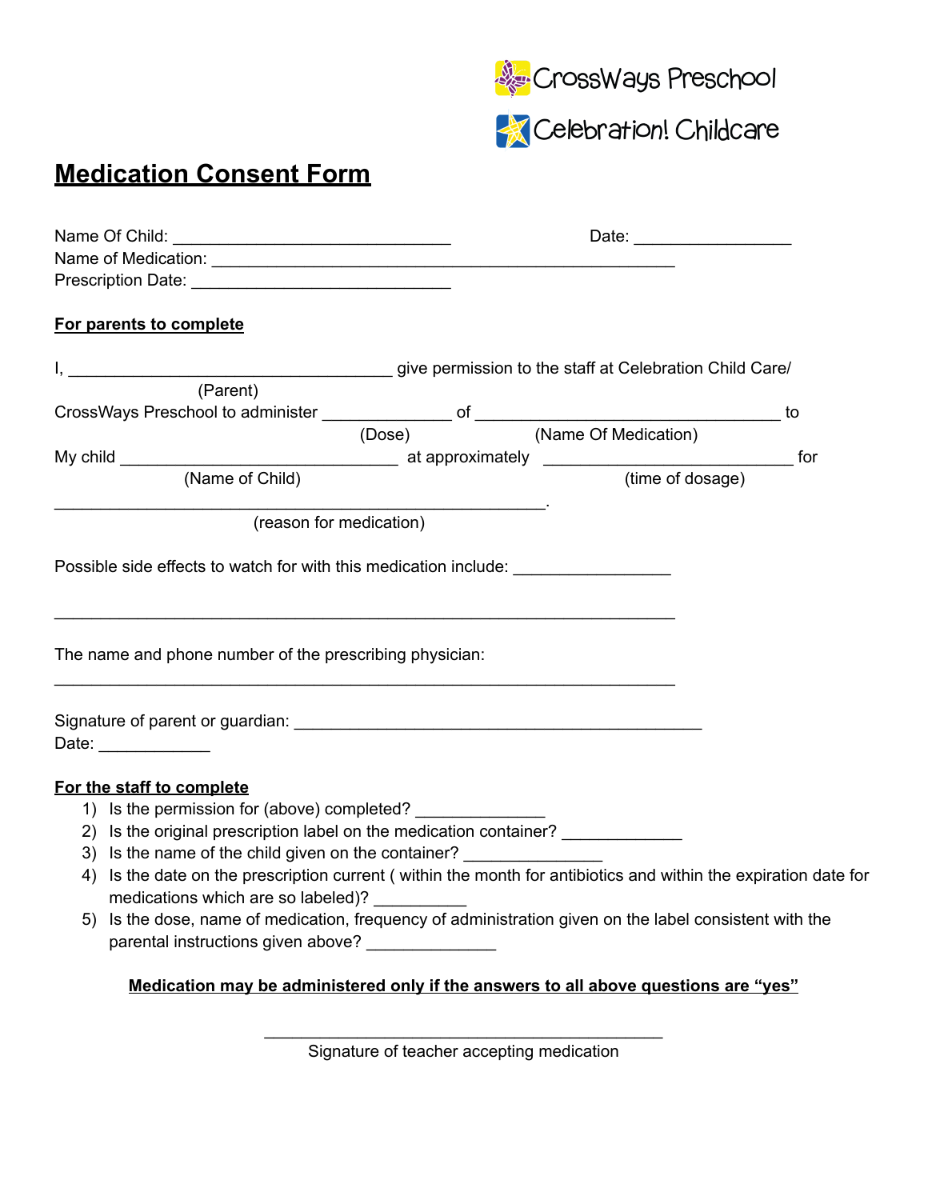CrossWays Preschool

Celebration! Childcare

# Medication Consent Form

Name Of Child: ______________________________ Date: _________________

Name of Medication: __________________________________________________

Prescription Date: ____________________________

**For parents to complete**

I, ___________________________________ give permission to the staff at Celebration Child Care/
(Parent)
CrossWays Preschool to administer ______________ of _________________________________ to
(Dose) (Name Of Medication)
My child ______________________________ at approximately ___________________________ for
(Name of Child) (time of dosage)
_____________________________________________________.
(reason for medication)

Possible side effects to watch for with this medication include: _________________

___________________________________________________________________

The name and phone number of the prescribing physician:

___________________________________________________________________

Signature of parent or guardian: ____________________________________________

Date: ____________

**For the staff to complete**

1) Is the permission for (above) completed? ______________
2) Is the original prescription label on the medication container? _____________
3) Is the name of the child given on the container? _______________
4) Is the date on the prescription current ( within the month for antibiotics and within the expiration date for medications which are so labeled)? __________
5) Is the dose, name of medication, frequency of administration given on the label consistent with the parental instructions given above? ______________

**Medication may be administered only if the answers to all above questions are "yes"**

____________________________________________

Signature of teacher accepting medication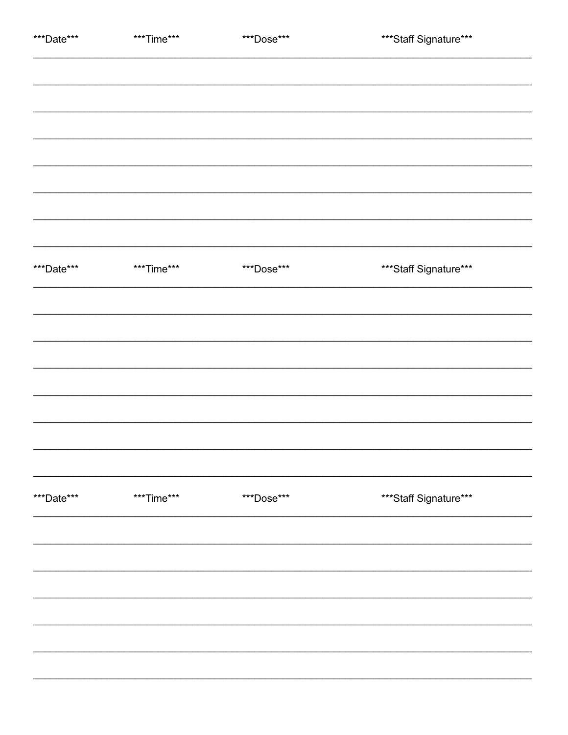| ***Date*** | ***Time*** | ***Dose*** | ***Staff Signature*** |
|---|---|---|---|
| | | | |
| | | | |
| | | | |
| | | | |
| | | | |
| | | | |
| | | | |

| ***Date*** | ***Time*** | ***Dose*** | ***Staff Signature*** |
|---|---|---|---|
| | | | |
| | | | |
| | | | |
| | | | |
| | | | |
| | | | |
| | | | |

| ***Date*** | ***Time*** | ***Dose*** | ***Staff Signature*** |
|---|---|---|---|
| | | | |
| | | | |
| | | | |
| | | | |
| | | | |
| | | | |